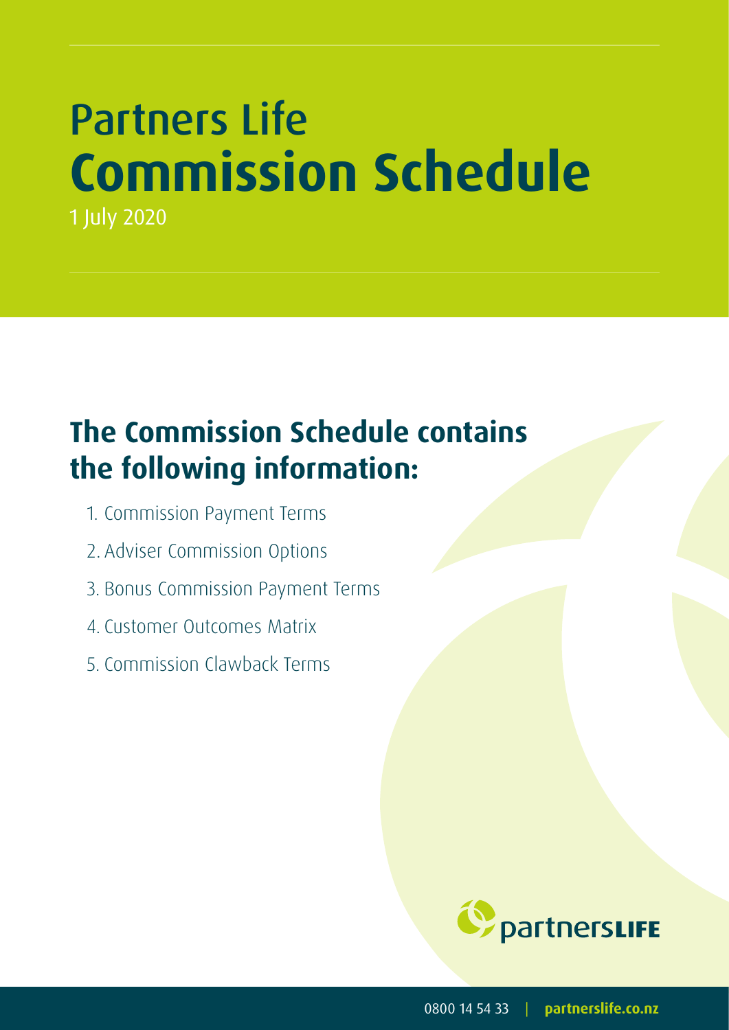# Partners Life
# Commission Schedule

1 July 2020

## The Commission Schedule contains the following information:

1. Commission Payment Terms
2. Adviser Commission Options
3. Bonus Commission Payment Terms
4. Customer Outcomes Matrix
5. Commission Clawback Terms

0800 14 54 33 | partnerslife.co.nz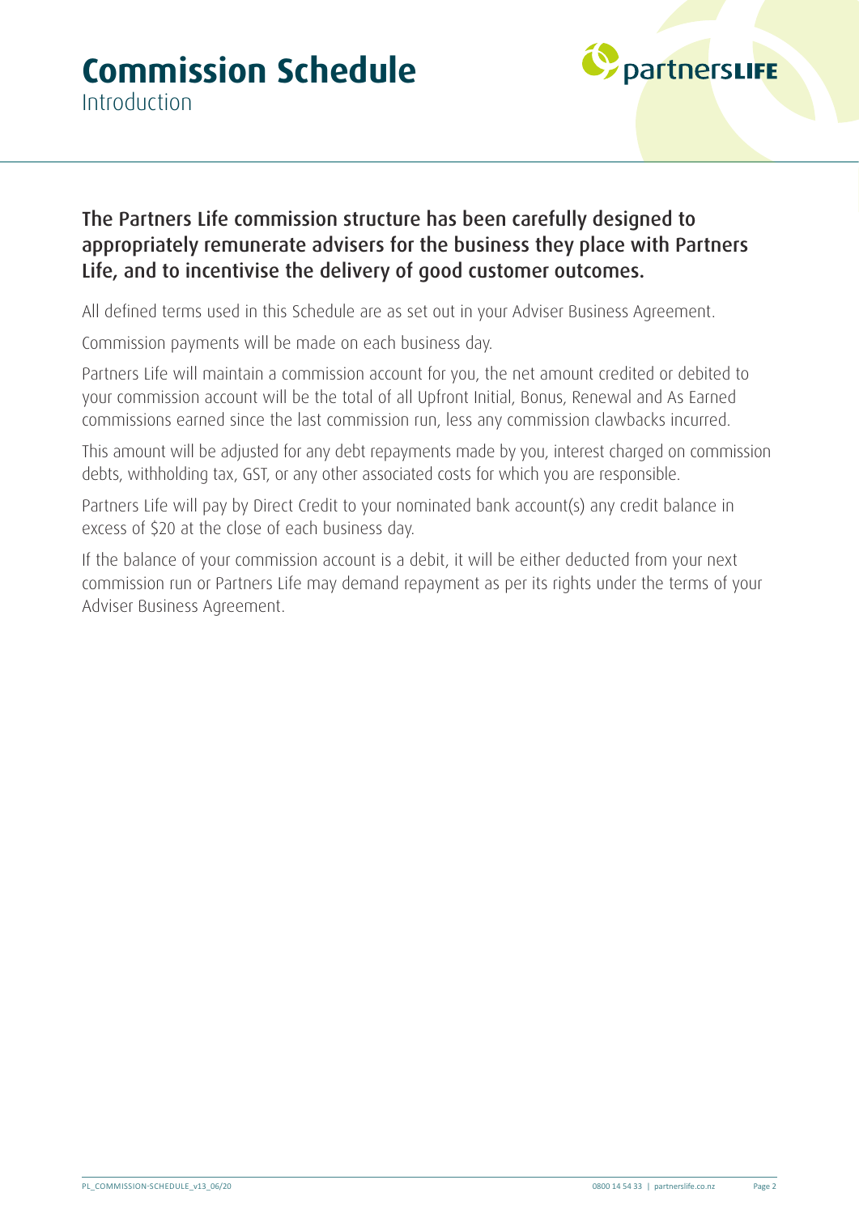# Commission Schedule

## Introduction

**The Partners Life commission structure has been carefully designed to appropriately remunerate advisers for the business they place with Partners Life, and to incentivise the delivery of good customer outcomes.**

All defined terms used in this Schedule are as set out in your Adviser Business Agreement.

Commission payments will be made on each business day.

Partners Life will maintain a commission account for you, the net amount credited or debited to your commission account will be the total of all Upfront Initial, Bonus, Renewal and As Earned commissions earned since the last commission run, less any commission clawbacks incurred.

This amount will be adjusted for any debt repayments made by you, interest charged on commission debts, withholding tax, GST, or any other associated costs for which you are responsible.

Partners Life will pay by Direct Credit to your nominated bank account(s) any credit balance in excess of $20 at the close of each business day.

If the balance of your commission account is a debit, it will be either deducted from your next commission run or Partners Life may demand repayment as per its rights under the terms of your Adviser Business Agreement.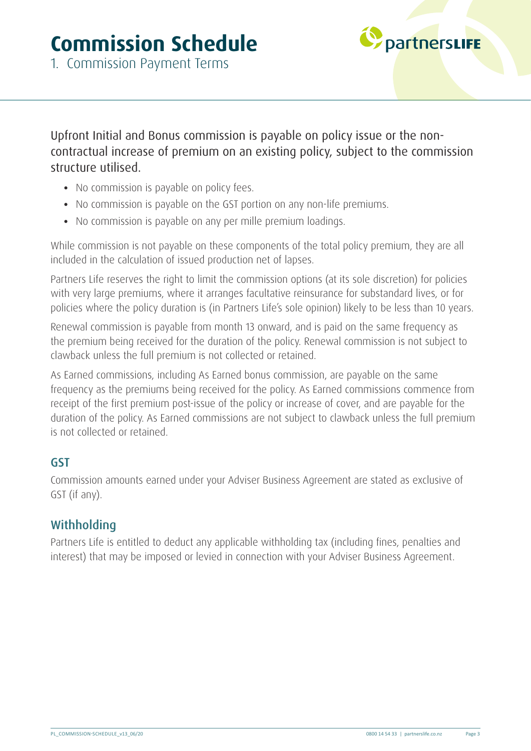# Commission Schedule

## 1. Commission Payment Terms

Upfront Initial and Bonus commission is payable on policy issue or the non-contractual increase of premium on an existing policy, subject to the commission structure utilised.

- No commission is payable on policy fees.
- No commission is payable on the GST portion on any non-life premiums.
- No commission is payable on any per mille premium loadings.

While commission is not payable on these components of the total policy premium, they are all included in the calculation of issued production net of lapses.

Partners Life reserves the right to limit the commission options (at its sole discretion) for policies with very large premiums, where it arranges facultative reinsurance for substandard lives, or for policies where the policy duration is (in Partners Life's sole opinion) likely to be less than 10 years.

Renewal commission is payable from month 13 onward, and is paid on the same frequency as the premium being received for the duration of the policy. Renewal commission is not subject to clawback unless the full premium is not collected or retained.

As Earned commissions, including As Earned bonus commission, are payable on the same frequency as the premiums being received for the policy. As Earned commissions commence from receipt of the first premium post-issue of the policy or increase of cover, and are payable for the duration of the policy. As Earned commissions are not subject to clawback unless the full premium is not collected or retained.

### GST

Commission amounts earned under your Adviser Business Agreement are stated as exclusive of GST (if any).

### Withholding

Partners Life is entitled to deduct any applicable withholding tax (including fines, penalties and interest) that may be imposed or levied in connection with your Adviser Business Agreement.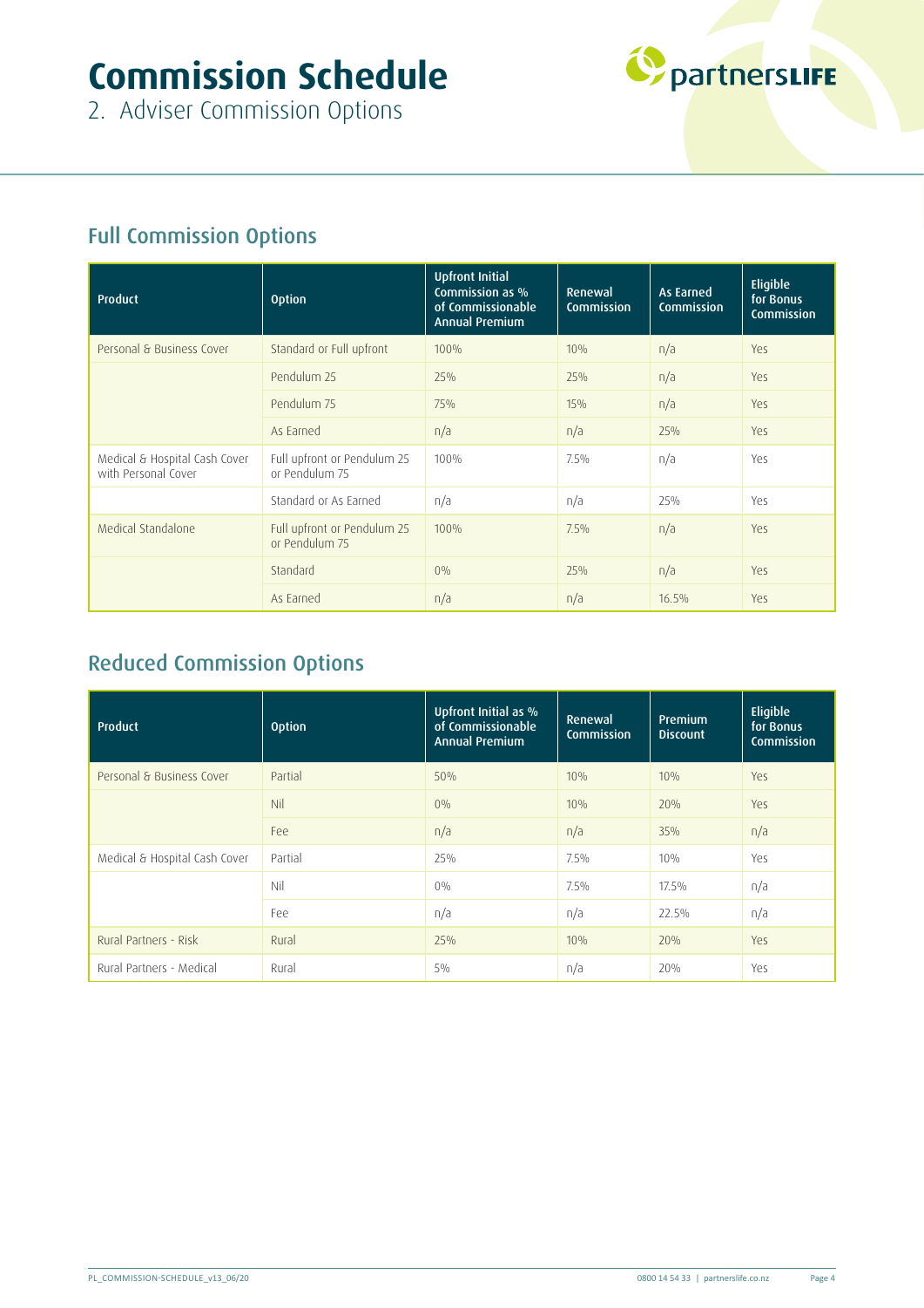# Commission Schedule

2. Adviser Commission Options

## Full Commission Options

| Product | Option | Upfront Initial Commission as % of Commissionable Annual Premium | Renewal Commission | As Earned Commission | Eligible for Bonus Commission |
|---|---|---|---|---|---|
| Personal & Business Cover | Standard or Full upfront | 100% | 10% | n/a | Yes |
| | Pendulum 25 | 25% | 25% | n/a | Yes |
| | Pendulum 75 | 75% | 15% | n/a | Yes |
| | As Earned | n/a | n/a | 25% | Yes |
| Medical & Hospital Cash Cover with Personal Cover | Full upfront or Pendulum 25 or Pendulum 75 | 100% | 7.5% | n/a | Yes |
| | Standard or As Earned | n/a | n/a | 25% | Yes |
| Medical Standalone | Full upfront or Pendulum 25 or Pendulum 75 | 100% | 7.5% | n/a | Yes |
| | Standard | 0% | 25% | n/a | Yes |
| | As Earned | n/a | n/a | 16.5% | Yes |

## Reduced Commission Options

| Product | Option | Upfront Initial as % of Commissionable Annual Premium | Renewal Commission | Premium Discount | Eligible for Bonus Commission |
|---|---|---|---|---|---|
| Personal & Business Cover | Partial | 50% | 10% | 10% | Yes |
| | Nil | 0% | 10% | 20% | Yes |
| | Fee | n/a | n/a | 35% | n/a |
| Medical & Hospital Cash Cover | Partial | 25% | 7.5% | 10% | Yes |
| | Nil | 0% | 7.5% | 17.5% | n/a |
| | Fee | n/a | n/a | 22.5% | n/a |
| Rural Partners - Risk | Rural | 25% | 10% | 20% | Yes |
| Rural Partners - Medical | Rural | 5% | n/a | 20% | Yes |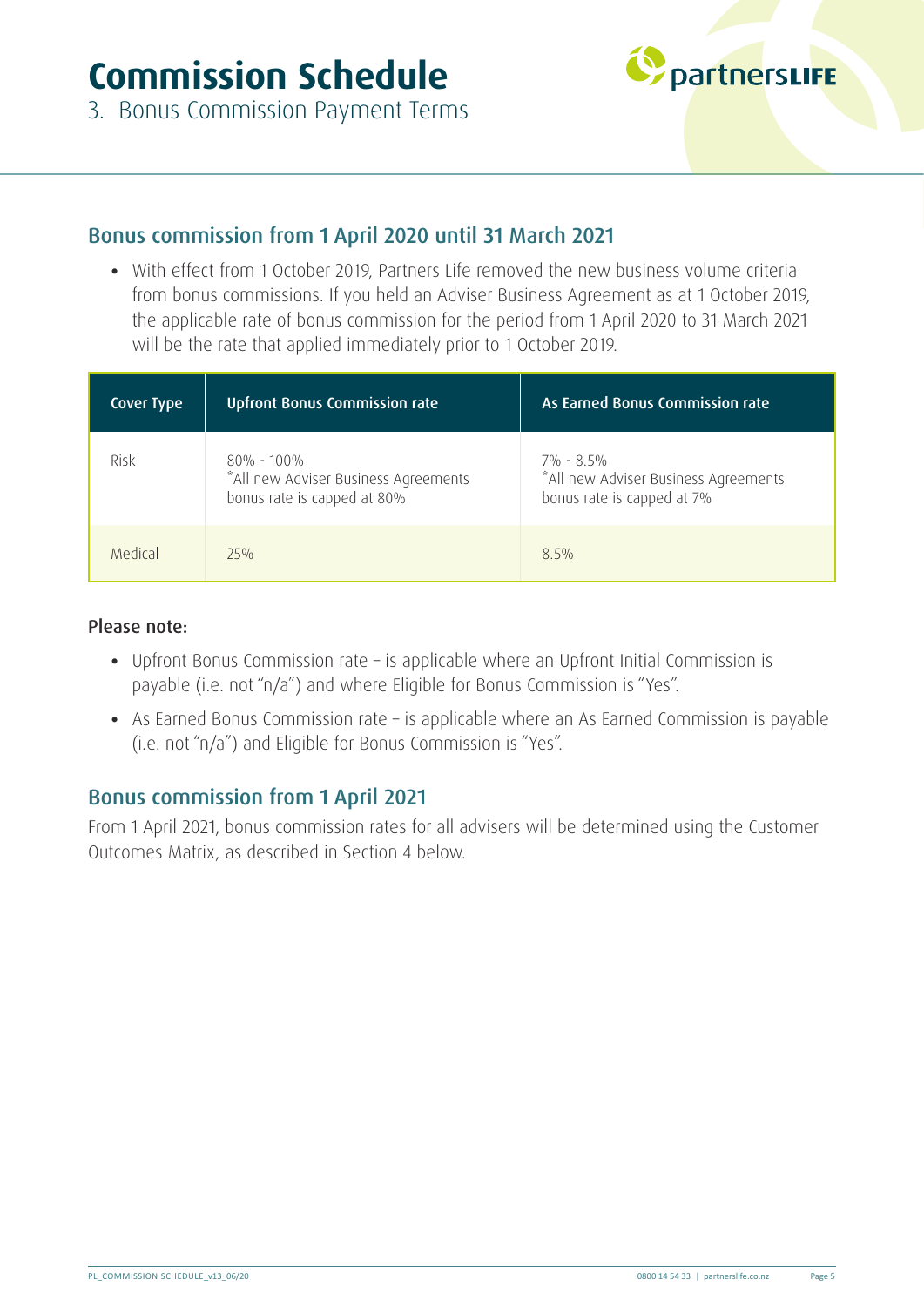# Commission Schedule

3. Bonus Commission Payment Terms

## Bonus commission from 1 April 2020 until 31 March 2021

- With effect from 1 October 2019, Partners Life removed the new business volume criteria from bonus commissions. If you held an Adviser Business Agreement as at 1 October 2019, the applicable rate of bonus commission for the period from 1 April 2020 to 31 March 2021 will be the rate that applied immediately prior to 1 October 2019.

| Cover Type | Upfront Bonus Commission rate | As Earned Bonus Commission rate |
| --- | --- | --- |
| Risk | 80% - 100%<br>*All new Adviser Business Agreements bonus rate is capped at 80% | 7% - 8.5%<br>*All new Adviser Business Agreements bonus rate is capped at 7% |
| Medical | 25% | 8.5% |

**Please note:**

- Upfront Bonus Commission rate – is applicable where an Upfront Initial Commission is payable (i.e. not "n/a") and where Eligible for Bonus Commission is "Yes".
- As Earned Bonus Commission rate – is applicable where an As Earned Commission is payable (i.e. not "n/a") and Eligible for Bonus Commission is "Yes".

## Bonus commission from 1 April 2021

From 1 April 2021, bonus commission rates for all advisers will be determined using the Customer Outcomes Matrix, as described in Section 4 below.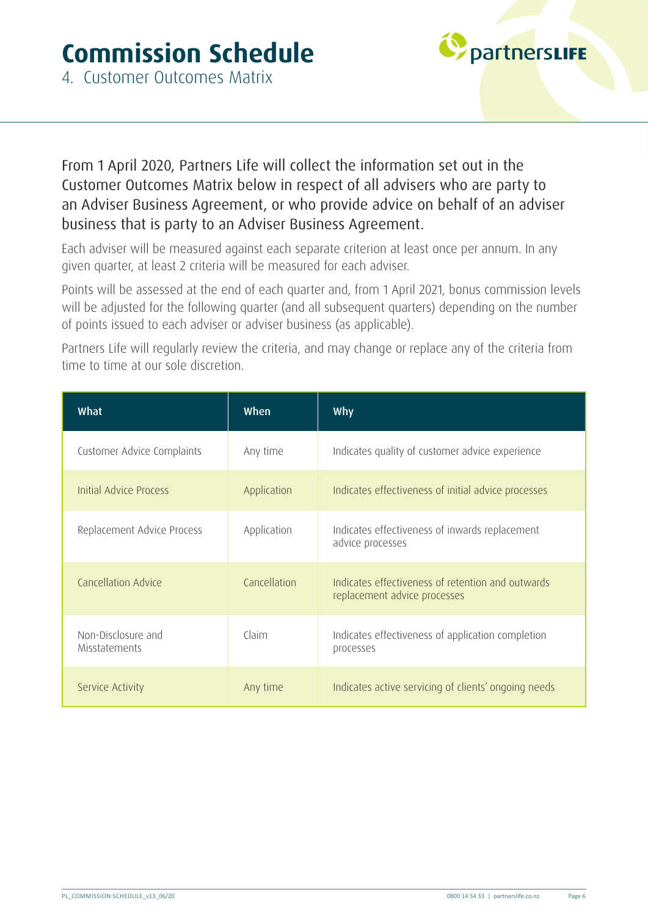# Commission Schedule

## 4. Customer Outcomes Matrix

From 1 April 2020, Partners Life will collect the information set out in the Customer Outcomes Matrix below in respect of all advisers who are party to an Adviser Business Agreement, or who provide advice on behalf of an adviser business that is party to an Adviser Business Agreement.

Each adviser will be measured against each separate criterion at least once per annum. In any given quarter, at least 2 criteria will be measured for each adviser.

Points will be assessed at the end of each quarter and, from 1 April 2021, bonus commission levels will be adjusted for the following quarter (and all subsequent quarters) depending on the number of points issued to each adviser or adviser business (as applicable).

Partners Life will regularly review the criteria, and may change or replace any of the criteria from time to time at our sole discretion.

| What | When | Why |
| --- | --- | --- |
| Customer Advice Complaints | Any time | Indicates quality of customer advice experience |
| Initial Advice Process | Application | Indicates effectiveness of initial advice processes |
| Replacement Advice Process | Application | Indicates effectiveness of inwards replacement advice processes |
| Cancellation Advice | Cancellation | Indicates effectiveness of retention and outwards replacement advice processes |
| Non-Disclosure and Misstatements | Claim | Indicates effectiveness of application completion processes |
| Service Activity | Any time | Indicates active servicing of clients' ongoing needs |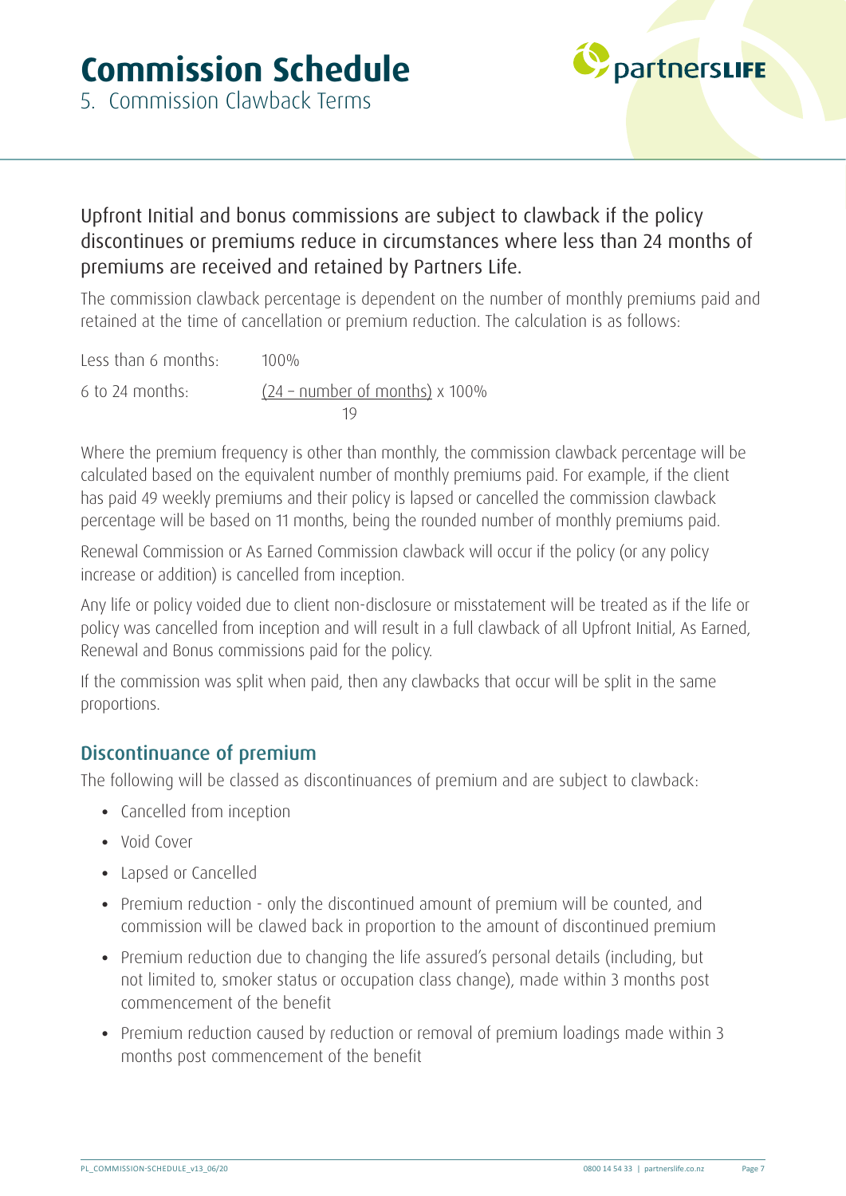# Commission Schedule

## 5. Commission Clawback Terms

Upfront Initial and bonus commissions are subject to clawback if the policy discontinues or premiums reduce in circumstances where less than 24 months of premiums are received and retained by Partners Life.

The commission clawback percentage is dependent on the number of monthly premiums paid and retained at the time of cancellation or premium reduction. The calculation is as follows:

| | |
|---|---|
| Less than 6 months: | 100% |
| 6 to 24 months: | $\frac{(24 - \text{number of months})}{19} \times 100\%$ |

Where the premium frequency is other than monthly, the commission clawback percentage will be calculated based on the equivalent number of monthly premiums paid. For example, if the client has paid 49 weekly premiums and their policy is lapsed or cancelled the commission clawback percentage will be based on 11 months, being the rounded number of monthly premiums paid.

Renewal Commission or As Earned Commission clawback will occur if the policy (or any policy increase or addition) is cancelled from inception.

Any life or policy voided due to client non-disclosure or misstatement will be treated as if the life or policy was cancelled from inception and will result in a full clawback of all Upfront Initial, As Earned, Renewal and Bonus commissions paid for the policy.

If the commission was split when paid, then any clawbacks that occur will be split in the same proportions.

### Discontinuance of premium

The following will be classed as discontinuances of premium and are subject to clawback:

- Cancelled from inception
- Void Cover
- Lapsed or Cancelled
- Premium reduction - only the discontinued amount of premium will be counted, and commission will be clawed back in proportion to the amount of discontinued premium
- Premium reduction due to changing the life assured's personal details (including, but not limited to, smoker status or occupation class change), made within 3 months post commencement of the benefit
- Premium reduction caused by reduction or removal of premium loadings made within 3 months post commencement of the benefit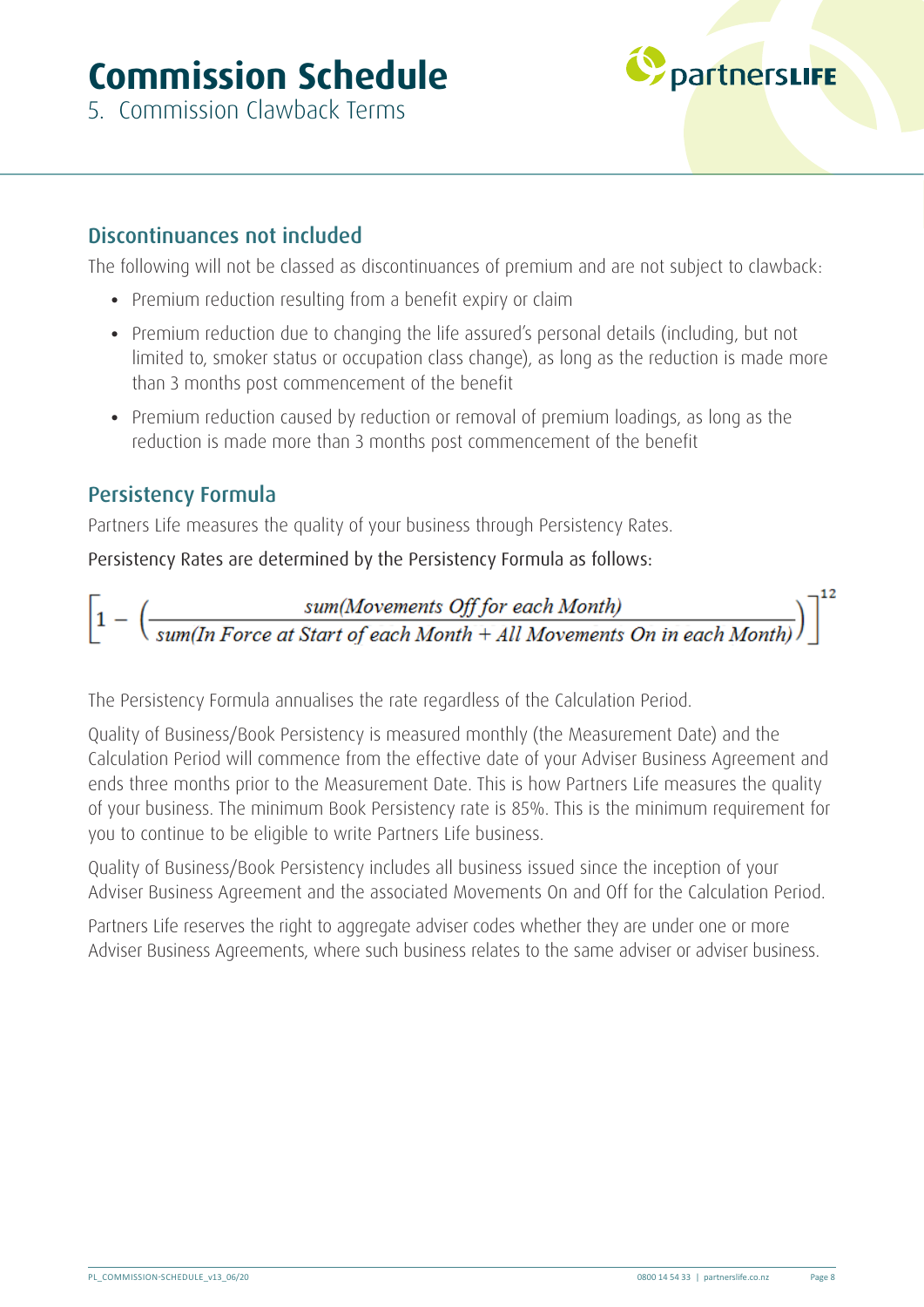# Commission Schedule

5. Commission Clawback Terms

## Discontinuances not included

The following will not be classed as discontinuances of premium and are not subject to clawback:

- Premium reduction resulting from a benefit expiry or claim
- Premium reduction due to changing the life assured's personal details (including, but not limited to, smoker status or occupation class change), as long as the reduction is made more than 3 months post commencement of the benefit
- Premium reduction caused by reduction or removal of premium loadings, as long as the reduction is made more than 3 months post commencement of the benefit

## Persistency Formula

Partners Life measures the quality of your business through Persistency Rates.

Persistency Rates are determined by the Persistency Formula as follows:

$$\left[1 - \left(\frac{sum(Movements\ Off\ for\ each\ Month)}{sum(In\ Force\ at\ Start\ of\ each\ Month + All\ Movements\ On\ in\ each\ Month)}\right)\right]^{12}$$

The Persistency Formula annualises the rate regardless of the Calculation Period.

Quality of Business/Book Persistency is measured monthly (the Measurement Date) and the Calculation Period will commence from the effective date of your Adviser Business Agreement and ends three months prior to the Measurement Date. This is how Partners Life measures the quality of your business. The minimum Book Persistency rate is 85%. This is the minimum requirement for you to continue to be eligible to write Partners Life business.

Quality of Business/Book Persistency includes all business issued since the inception of your Adviser Business Agreement and the associated Movements On and Off for the Calculation Period.

Partners Life reserves the right to aggregate adviser codes whether they are under one or more Adviser Business Agreements, where such business relates to the same adviser or adviser business.